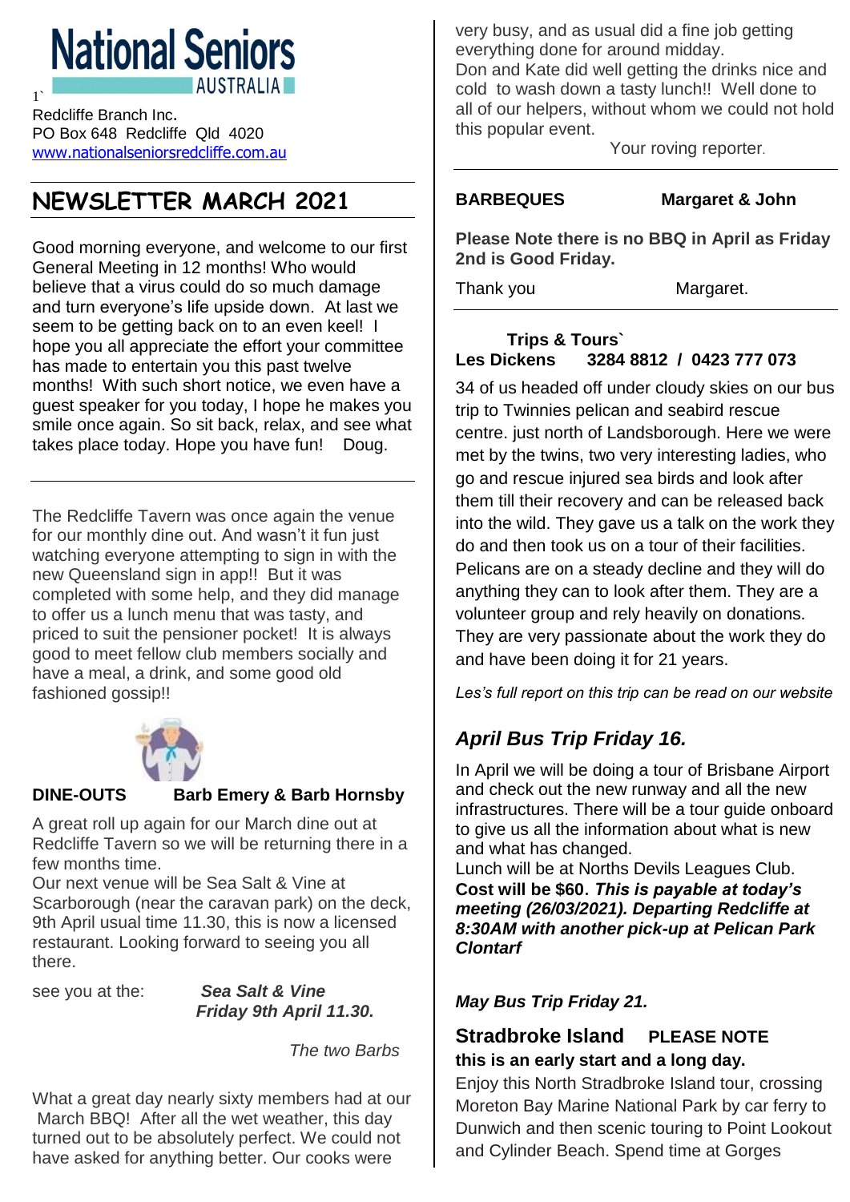# National Seniors AUSTRALIA

1`

Redcliffe Branch Inc.
PO Box 648 Redcliffe Qld 4020
www.nationalseniorsredcliffe.com.au

## NEWSLETTER MARCH 2021

Good morning everyone, and welcome to our first General Meeting in 12 months! Who would believe that a virus could do so much damage and turn everyone's life upside down. At last we seem to be getting back on to an even keel! I hope you all appreciate the effort your committee has made to entertain you this past twelve months! With such short notice, we even have a guest speaker for you today, I hope he makes you smile once again. So sit back, relax, and see what takes place today. Hope you have fun! Doug.

---

The Redcliffe Tavern was once again the venue for our monthly dine out. And wasn't it fun just watching everyone attempting to sign in with the new Queensland sign in app!! But it was completed with some help, and they did manage to offer us a lunch menu that was tasty, and priced to suit the pensioner pocket! It is always good to meet fellow club members socially and have a meal, a drink, and some good old fashioned gossip!!

**DINE-OUTS Barb Emery & Barb Hornsby**

A great roll up again for our March dine out at Redcliffe Tavern so we will be returning there in a few months time.
Our next venue will be Sea Salt & Vine at Scarborough (near the caravan park) on the deck, 9th April usual time 11.30, this is now a licensed restaurant. Looking forward to seeing you all there.

see you at the: ***Sea Salt & Vine Friday 9th April 11.30.***

*The two Barbs*

What a great day nearly sixty members had at our March BBQ! After all the wet weather, this day turned out to be absolutely perfect. We could not have asked for anything better. Our cooks were very busy, and as usual did a fine job getting everything done for around midday.
Don and Kate did well getting the drinks nice and cold to wash down a tasty lunch!! Well done to all of our helpers, without whom we could not hold this popular event.

Your roving reporter.

---

**BARBEQUES Margaret & John**

**Please Note there is no BBQ in April as Friday 2nd is Good Friday.**

Thank you Margaret.

---

**Trips & Tours`**
**Les Dickens 3284 8812 / 0423 777 073**

34 of us headed off under cloudy skies on our bus trip to Twinnies pelican and seabird rescue centre. just north of Landsborough. Here we were met by the twins, two very interesting ladies, who go and rescue injured sea birds and look after them till their recovery and can be released back into the wild. They gave us a talk on the work they do and then took us on a tour of their facilities. Pelicans are on a steady decline and they will do anything they can to look after them. They are a volunteer group and rely heavily on donations. They are very passionate about the work they do and have been doing it for 21 years.

*Les's full report on this trip can be read on our website*

### *April Bus Trip Friday 16.*

In April we will be doing a tour of Brisbane Airport and check out the new runway and all the new infrastructures. There will be a tour guide onboard to give us all the information about what is new and what has changed.
Lunch will be at Norths Devils Leagues Club.
**Cost will be $60. *This is payable at today's meeting (26/03/2021). Departing Redcliffe at 8:30AM with another pick-up at Pelican Park Clontarf***

***May Bus Trip Friday 21.***

### Stradbroke Island **PLEASE NOTE this is an early start and a long day.**

Enjoy this North Stradbroke Island tour, crossing Moreton Bay Marine National Park by car ferry to Dunwich and then scenic touring to Point Lookout and Cylinder Beach. Spend time at Gorges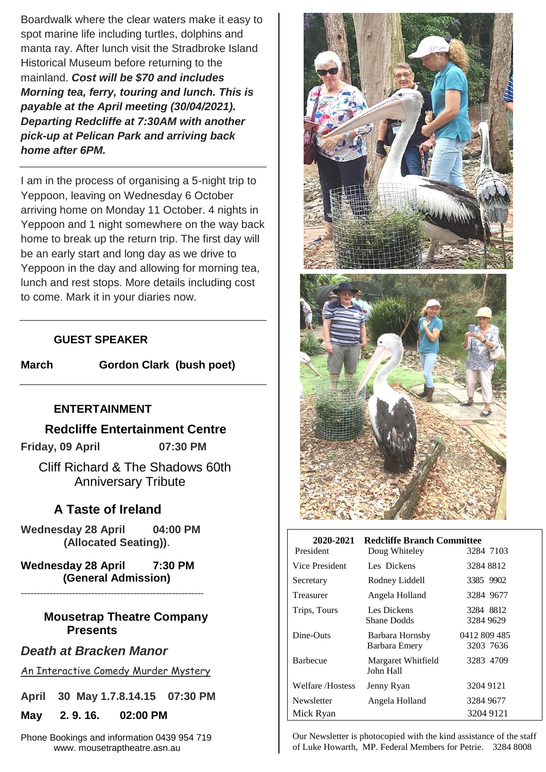Boardwalk where the clear waters make it easy to spot marine life including turtles, dolphins and manta ray. After lunch visit the Stradbroke Island Historical Museum before returning to the mainland. ***Cost will be $70 and includes Morning tea, ferry, touring and lunch. This is payable at the April meeting (30/04/2021). Departing Redcliffe at 7:30AM with another pick-up at Pelican Park and arriving back home after 6PM.***

---

I am in the process of organising a 5-night trip to Yeppoon, leaving on Wednesday 6 October arriving home on Monday 11 October. 4 nights in Yeppoon and 1 night somewhere on the way back home to break up the return trip. The first day will be an early start and long day as we drive to Yeppoon in the day and allowing for morning tea, lunch and rest stops. More details including cost to come. Mark it in your diaries now.

---

## GUEST SPEAKER

**March** **Gordon Clark (bush poet)**

---

## ENTERTAINMENT

### Redcliffe Entertainment Centre

**Friday, 09 April** **07:30 PM**

Cliff Richard & The Shadows 60th Anniversary Tribute

### A Taste of Ireland

**Wednesday 28 April** **04:00 PM**
**(Allocated Seating)).**

**Wednesday 28 April** **7:30 PM**
**(General Admission)**

~~~~~~~~~~~~~~~~~~~~~~~~~~~~~~~~~~~~~~~~~~~~~~~~~~~~~~~~~~~~

### Mousetrap Theatre Company Presents

***Death at Bracken Manor***

An Interactive Comedy Murder Mystery

**April 30 May 1.7.8.14.15 07:30 PM**

**May 2. 9. 16. 02:00 PM**

Phone Bookings and information 0439 954 719
www. mousetraptheatre.asn.au

| 2020-2021 | Redcliffe Branch Committee | |
|---|---|---|
| President | Doug Whiteley | 3284 7103 |
| Vice President | Les Dickens | 3284 8812 |
| Secretary | Rodney Liddell | 3385 9902 |
| Treasurer | Angela Holland | 3284 9677 |
| Trips, Tours | Les Dickens<br>Shane Dodds | 3284 8812<br>3284 9629 |
| Dine-Outs | Barbara Hornsby<br>Barbara Emery | 0412 809 485<br>3203 7636 |
| Barbecue | Margaret Whitfield<br>John Hall | 3283 4709 |
| Welfare /Hostess | Jenny Ryan | 3204 9121 |
| Newsletter | Angela Holland | 3284 9677 |
| Mick Ryan | | 3204 9121 |

Our Newsletter is photocopied with the kind assistance of the staff of Luke Howarth, MP. Federal Members for Petrie. 3284 8008